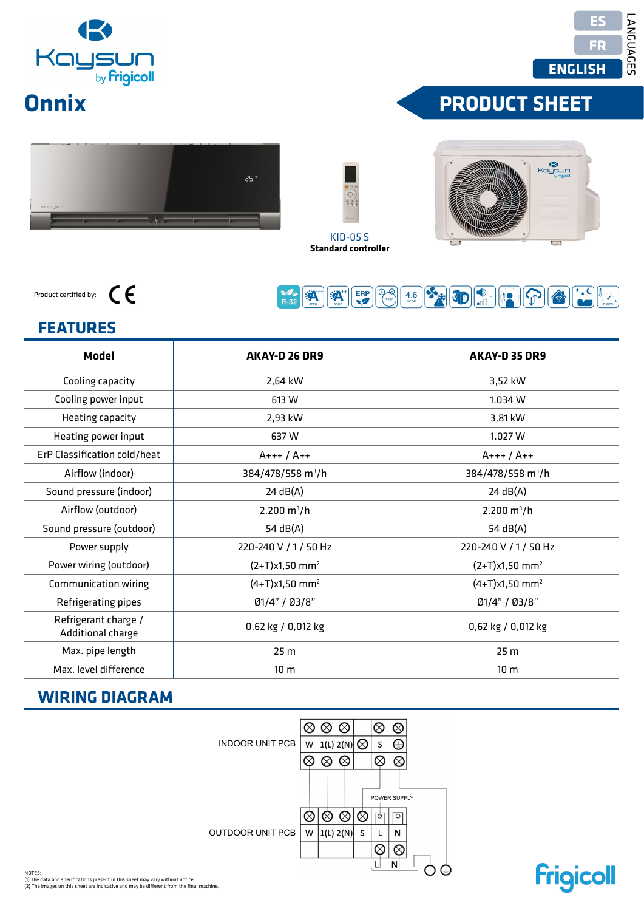ES
FR
**ENGLISH**
LANGUAGES

# Onnix

## PRODUCT SHEET

KID-05 S
**Standard controller**

Product certified by: CE

## FEATURES

| Model | AKAY-D 26 DR9 | AKAY-D 35 DR9 |
|---|---|---|
| Cooling capacity | 2,64 kW | 3,52 kW |
| Cooling power input | 613 W | 1.034 W |
| Heating capacity | 2,93 kW | 3,81 kW |
| Heating power input | 637 W | 1.027 W |
| ErP Classification cold/heat | A+++ / A++ | A+++ / A++ |
| Airflow (indoor) | 384/478/558 m³/h | 384/478/558 m³/h |
| Sound pressure (indoor) | 24 dB(A) | 24 dB(A) |
| Airflow (outdoor) | 2.200 m³/h | 2.200 m³/h |
| Sound pressure (outdoor) | 54 dB(A) | 54 dB(A) |
| Power supply | 220-240 V / 1 / 50 Hz | 220-240 V / 1 / 50 Hz |
| Power wiring (outdoor) | (2+T)x1,50 mm² | (2+T)x1,50 mm² |
| Communication wiring | (4+T)x1,50 mm² | (4+T)x1,50 mm² |
| Refrigerating pipes | Ø1/4" / Ø3/8" | Ø1/4" / Ø3/8" |
| Refrigerant charge / Additional charge | 0,62 kg / 0,012 kg | 0,62 kg / 0,012 kg |
| Max. pipe length | 25 m | 25 m |
| Max. level difference | 10 m | 10 m |

## WIRING DIAGRAM

INDOOR UNIT PCB: W, 1(L), 2(N), S

POWER SUPPLY

OUTDOOR UNIT PCB: W, 1(L), 2(N), S, L, N

L N

NOTES:
(1) The data and specifications present in this sheet may vary without notice.
(2) The images on this sheet are indicative and may be different from the final machine.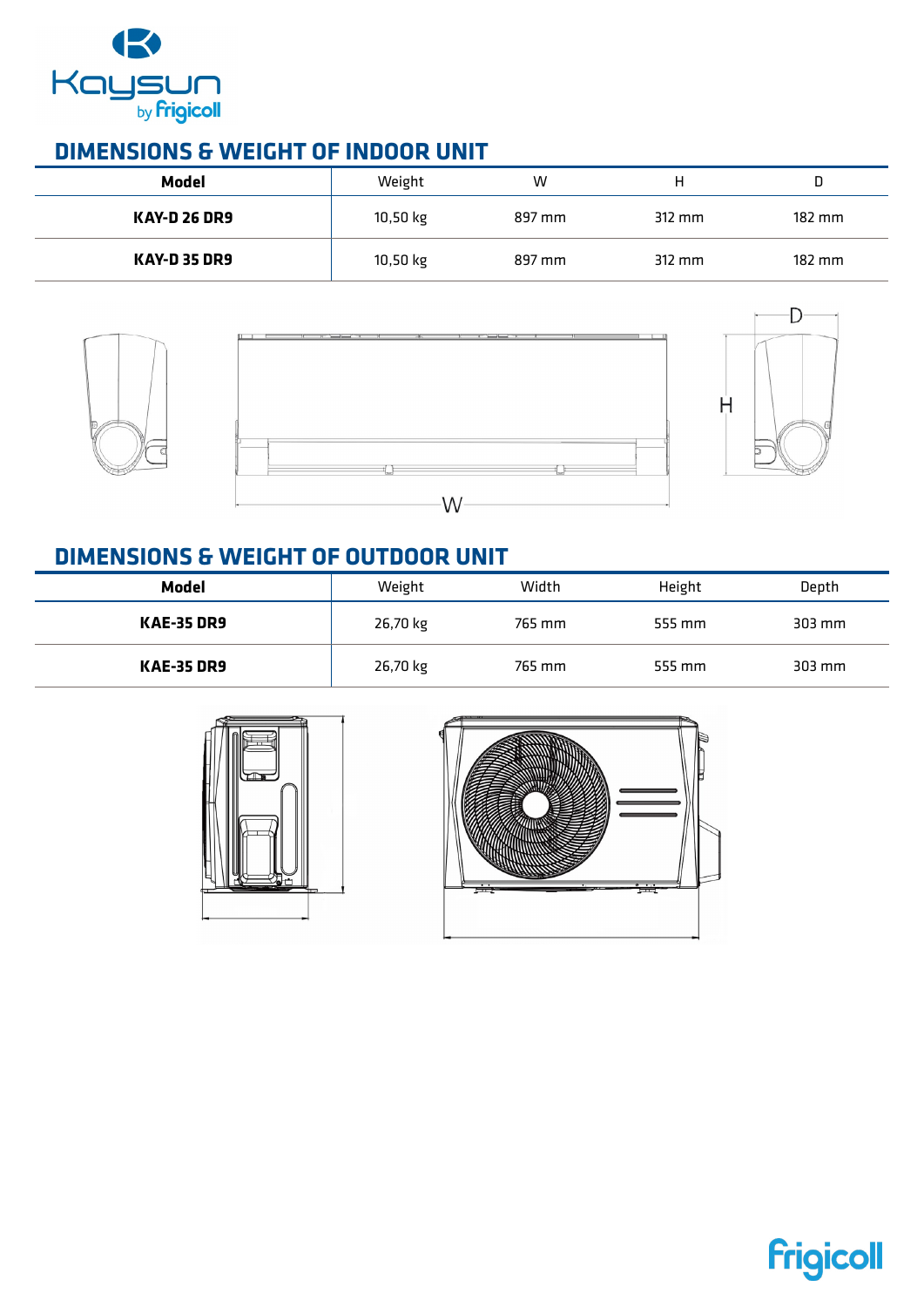## DIMENSIONS & WEIGHT OF INDOOR UNIT

| Model | Weight | W | H | D |
|---|---|---|---|---|
| **KAY-D 26 DR9** | 10,50 kg | 897 mm | 312 mm | 182 mm |
| **KAY-D 35 DR9** | 10,50 kg | 897 mm | 312 mm | 182 mm |

D

H

W

## DIMENSIONS & WEIGHT OF OUTDOOR UNIT

| Model | Weight | Width | Height | Depth |
|---|---|---|---|---|
| **KAE-35 DR9** | 26,70 kg | 765 mm | 555 mm | 303 mm |
| **KAE-35 DR9** | 26,70 kg | 765 mm | 555 mm | 303 mm |